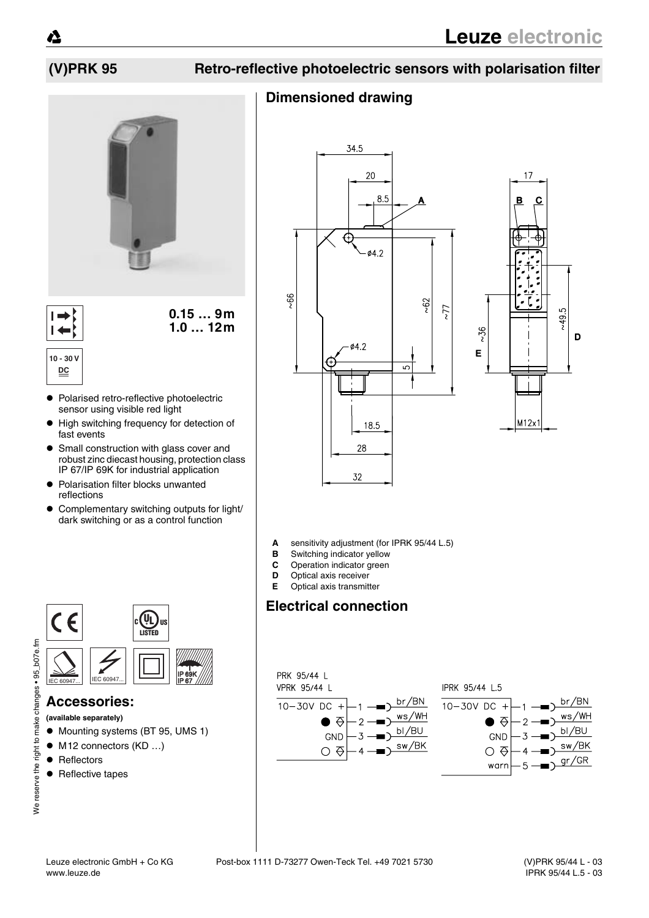# (V)PRK 95 Retro-reflective photoelectric sensors with polarisation filter

0.15 … 9m
1.0 … 12m

10 - 30 V DC

- Polarised retro-reflective photoelectric sensor using visible red light
- High switching frequency for detection of fast events
- Small construction with glass cover and robust zinc diecast housing, protection class IP 67/IP 69K for industrial application
- Polarisation filter blocks unwanted reflections
- Complementary switching outputs for light/dark switching or as a control function

IEC 60947... IEC 60947... IP 69K IP 67

## Accessories:

**(available separately)**

- Mounting systems (BT 95, UMS 1)
- M12 connectors (KD …)
- Reflectors
- Reflective tapes

## Dimensioned drawing

- **A** sensitivity adjustment (for IPRK 95/44 L.5)
- **B** Switching indicator yellow
- **C** Operation indicator green
- **D** Optical axis receiver
- **E** Optical axis transmitter

## Electrical connection

PRK 95/44 L
VPRK 95/44 L

| Function | Pin | Wire |
|---|---|---|
| 10–30V DC + | 1 | br/BN |
| ● (light switching) | 2 | ws/WH |
| GND | 3 | bl/BU |
| ○ (dark switching) | 4 | sw/BK |

IPRK 95/44 L.5

| Function | Pin | Wire |
|---|---|---|
| 10–30V DC + | 1 | br/BN |
| ● (light switching) | 2 | ws/WH |
| GND | 3 | bl/BU |
| ○ (dark switching) | 4 | sw/BK |
| warn | 5 | gr/GR |

Leuze electronic GmbH + Co KG
www.leuze.de

Post-box 1111 D-73277 Owen-Teck Tel. +49 7021 5730

(V)PRK 95/44 L - 03
IPRK 95/44 L.5 - 03

We reserve the right to make changes • 95_b07e.fm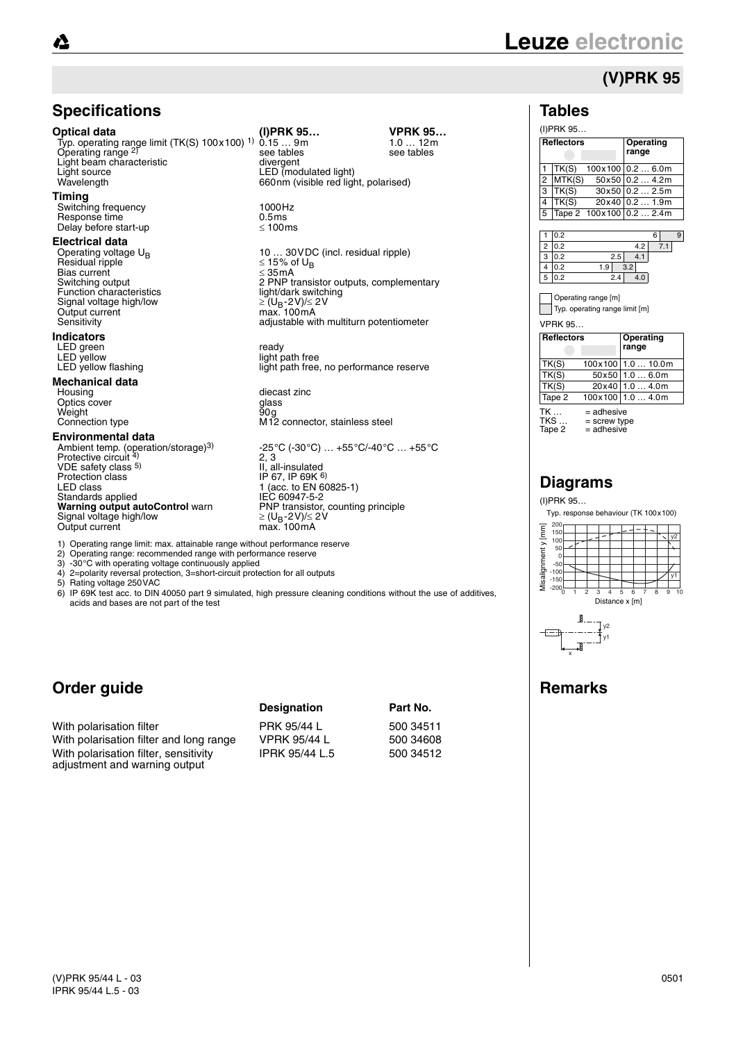# (V)PRK 95

## Specifications

| | (I)PRK 95… | VPRK 95… |
|---|---|---|
| **Optical data** | | |
| Typ. operating range limit (TK(S) 100x100) [1] | 0.15 … 9m | 1.0 … 12m |
| Operating range [2] | see tables | see tables |
| Light beam characteristic | divergent | |
| Light source | LED (modulated light) | |
| Wavelength | 660nm (visible red light, polarised) | |
| **Timing** | | |
| Switching frequency | 1000Hz | |
| Response time | 0.5ms | |
| Delay before start-up | ≤ 100ms | |
| **Electrical data** | | |
| Operating voltage $U_B$ | 10 … 30VDC (incl. residual ripple) | |
| Residual ripple | ≤ 15% of $U_B$ | |
| Bias current | ≤ 35mA | |
| Switching output | 2 PNP transistor outputs, complementary | |
| Function characteristics | light/dark switching | |
| Signal voltage high/low | ≥ ($U_B$-2V)/≤ 2V | |
| Output current | max. 100mA | |
| Sensitivity | adjustable with multiturn potentiometer | |
| **Indicators** | | |
| LED green | ready | |
| LED yellow | light path free | |
| LED yellow flashing | light path free, no performance reserve | |
| **Mechanical data** | | |
| Housing | diecast zinc | |
| Optics cover | glass | |
| Weight | 90g | |
| Connection type | M12 connector, stainless steel | |
| **Environmental data** | | |
| Ambient temp. (operation/storage)[3] | -25°C (-30°C) … +55°C/-40°C … +55°C | |
| Protective circuit [4] | 2, 3 | |
| VDE safety class [5] | II, all-insulated | |
| Protection class | IP 67, IP 69K [6] | |
| LED class | 1 (acc. to EN 60825-1) | |
| Standards applied | IEC 60947-5-2 | |
| **Warning output autoControl** warn | PNP transistor, counting principle | |
| Signal voltage high/low | ≥ ($U_B$-2V)/≤ 2V | |
| Output current | max. 100mA | |

1) Operating range limit: max. attainable range without performance reserve
2) Operating range: recommended range with performance reserve
3) -30°C with operating voltage continuously applied
4) 2=polarity reversal protection, 3=short-circuit protection for all outputs
5) Rating voltage 250VAC
6) IP 69K test acc. to DIN 40050 part 9 simulated, high pressure cleaning conditions without the use of additives, acids and bases are not part of the test

## Tables

(I)PRK 95…

| | Reflectors | | Operating range |
|---|---|---|---|
| 1 | TK(S) | 100x100 | 0.2 … 6.0m |
| 2 | MTK(S) | 50x50 | 0.2 … 4.2m |
| 3 | TK(S) | 30x50 | 0.2 … 2.5m |
| 4 | TK(S) | 20x40 | 0.2 … 1.9m |
| 5 | Tape 2 | 100x100 | 0.2 … 2.4m |

1 0.2 6 9
2 0.2 4.2 7.1
3 0.2 2.5 4.1
4 0.2 1.9 3.2
5 0.2 2.4 4.0

Operating range [m]
Typ. operating range limit [m]

VPRK 95…

| Reflectors | | Operating range |
|---|---|---|
| TK(S) | 100x100 | 1.0 … 10.0m |
| TK(S) | 50x50 | 1.0 … 6.0m |
| TK(S) | 20x40 | 1.0 … 4.0m |
| Tape 2 | 100x100 | 1.0 … 4.0m |

TK … = adhesive
TKS … = screw type
Tape 2 = adhesive

## Diagrams

(I)PRK 95…

Typ. response behaviour (TK 100x100)

Misalignment y [mm]
200 150 100 50 0 -50 -100 -150 -200
0 1 2 3 4 5 6 7 8 9 10
Distance x [m]
y2
y1

y2
y1
x

## Remarks

## Order guide

| | Designation | Part No. |
|---|---|---|
| With polarisation filter | PRK 95/44 L | 500 34511 |
| With polarisation filter and long range | VPRK 95/44 L | 500 34608 |
| With polarisation filter, sensitivity adjustment and warning output | IPRK 95/44 L.5 | 500 34512 |

(V)PRK 95/44 L - 03
IPRK 95/44 L.5 - 03

0501